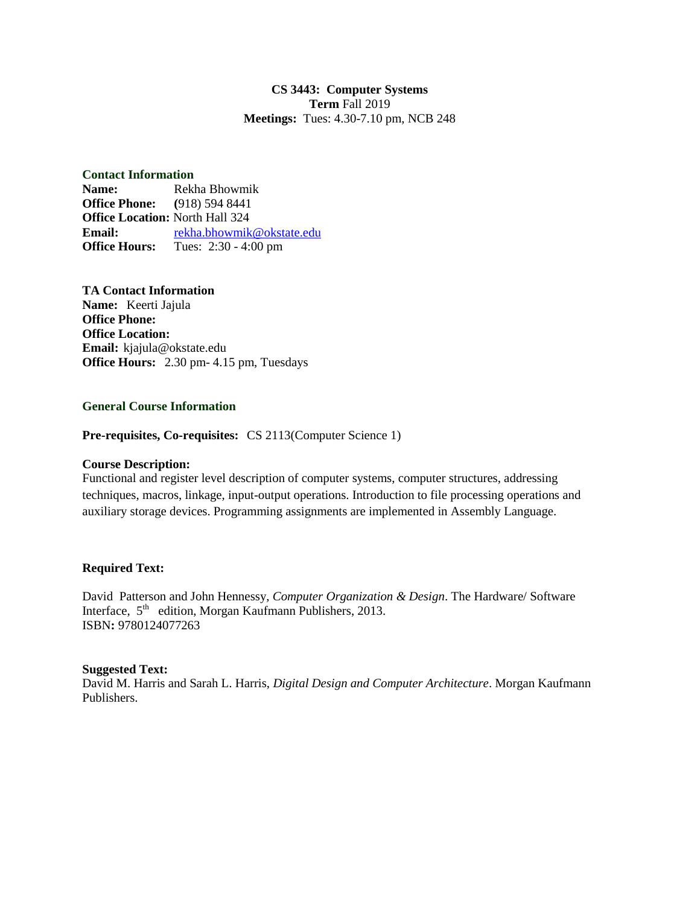# CS 3443: Computer Systems

**Term** Fall 2019

**Meetings:** Tues: 4.30-7.10 pm, NCB 248

## Contact Information

**Name:** Rekha Bhowmik
**Office Phone:** (918) 594 8441
**Office Location:** North Hall 324
**Email:** rekha.bhowmik@okstate.edu
**Office Hours:** Tues: 2:30 - 4:00 pm

**TA Contact Information**

**Name:** Keerti Jajula
**Office Phone:**
**Office Location:**
**Email:** kjajula@okstate.edu
**Office Hours:** 2.30 pm- 4.15 pm, Tuesdays

## General Course Information

**Pre-requisites, Co-requisites:** CS 2113(Computer Science 1)

**Course Description:**

Functional and register level description of computer systems, computer structures, addressing techniques, macros, linkage, input-output operations. Introduction to file processing operations and auxiliary storage devices. Programming assignments are implemented in Assembly Language.

**Required Text:**

David Patterson and John Hennessy, *Computer Organization & Design*. The Hardware/ Software Interface, 5th edition, Morgan Kaufmann Publishers, 2013.
ISBN**:** 9780124077263

**Suggested Text:**

David M. Harris and Sarah L. Harris, *Digital Design and Computer Architecture*. Morgan Kaufmann Publishers.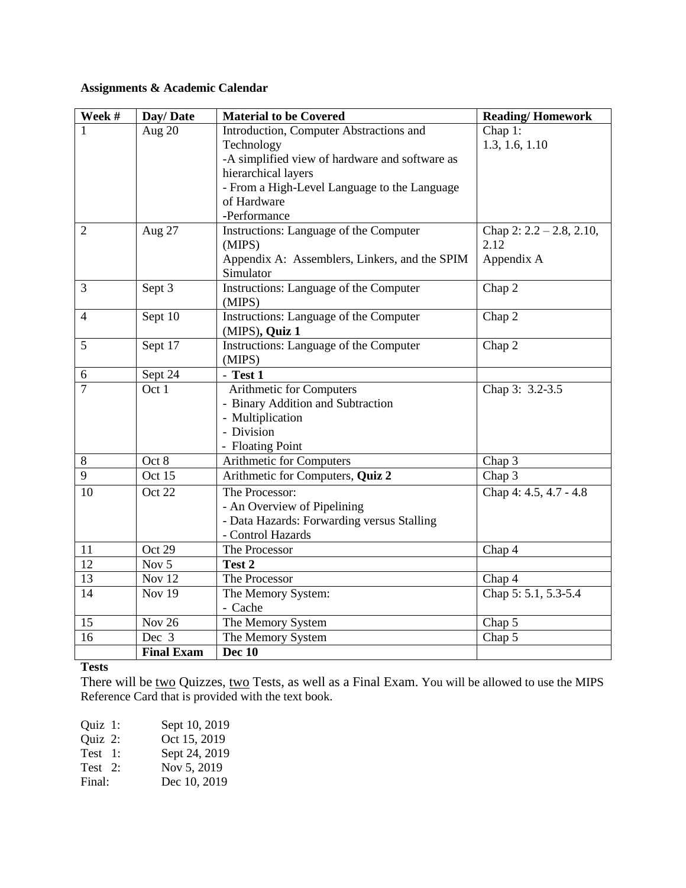**Assignments & Academic Calendar**

| Week # | Day/ Date | Material to be Covered | Reading/ Homework |
|---|---|---|---|
| 1 | Aug 20 | Introduction, Computer Abstractions and Technology<br>-A simplified view of hardware and software as hierarchical layers<br>- From a High-Level Language to the Language of Hardware<br>-Performance | Chap 1:<br>1.3, 1.6, 1.10 |
| 2 | Aug 27 | Instructions: Language of the Computer (MIPS)<br>Appendix A: Assemblers, Linkers, and the SPIM Simulator | Chap 2: 2.2 – 2.8, 2.10, 2.12<br>Appendix A |
| 3 | Sept 3 | Instructions: Language of the Computer (MIPS) | Chap 2 |
| 4 | Sept 10 | Instructions: Language of the Computer (MIPS)**, Quiz 1** | Chap 2 |
| 5 | Sept 17 | Instructions: Language of the Computer (MIPS) | Chap 2 |
| 6 | Sept 24 | - **Test 1** | |
| 7 | Oct 1 | Arithmetic for Computers<br>- Binary Addition and Subtraction<br>- Multiplication<br>- Division<br>- Floating Point | Chap 3: 3.2-3.5 |
| 8 | Oct 8 | Arithmetic for Computers | Chap 3 |
| 9 | Oct 15 | Arithmetic for Computers, **Quiz 2** | Chap 3 |
| 10 | Oct 22 | The Processor:<br>- An Overview of Pipelining<br>- Data Hazards: Forwarding versus Stalling<br>- Control Hazards | Chap 4: 4.5, 4.7 - 4.8 |
| 11 | Oct 29 | The Processor | Chap 4 |
| 12 | Nov 5 | **Test 2** | |
| 13 | Nov 12 | The Processor | Chap 4 |
| 14 | Nov 19 | The Memory System:<br>- Cache | Chap 5: 5.1, 5.3-5.4 |
| 15 | Nov 26 | The Memory System | Chap 5 |
| 16 | Dec 3 | The Memory System | Chap 5 |
| | **Final Exam** | **Dec 10** | |

**Tests**

There will be <u>two</u> Quizzes, <u>two</u> Tests, as well as a Final Exam. You will be allowed to use the MIPS Reference Card that is provided with the text book.

Quiz 1: Sept 10, 2019
Quiz 2: Oct 15, 2019
Test 1: Sept 24, 2019
Test 2: Nov 5, 2019
Final: Dec 10, 2019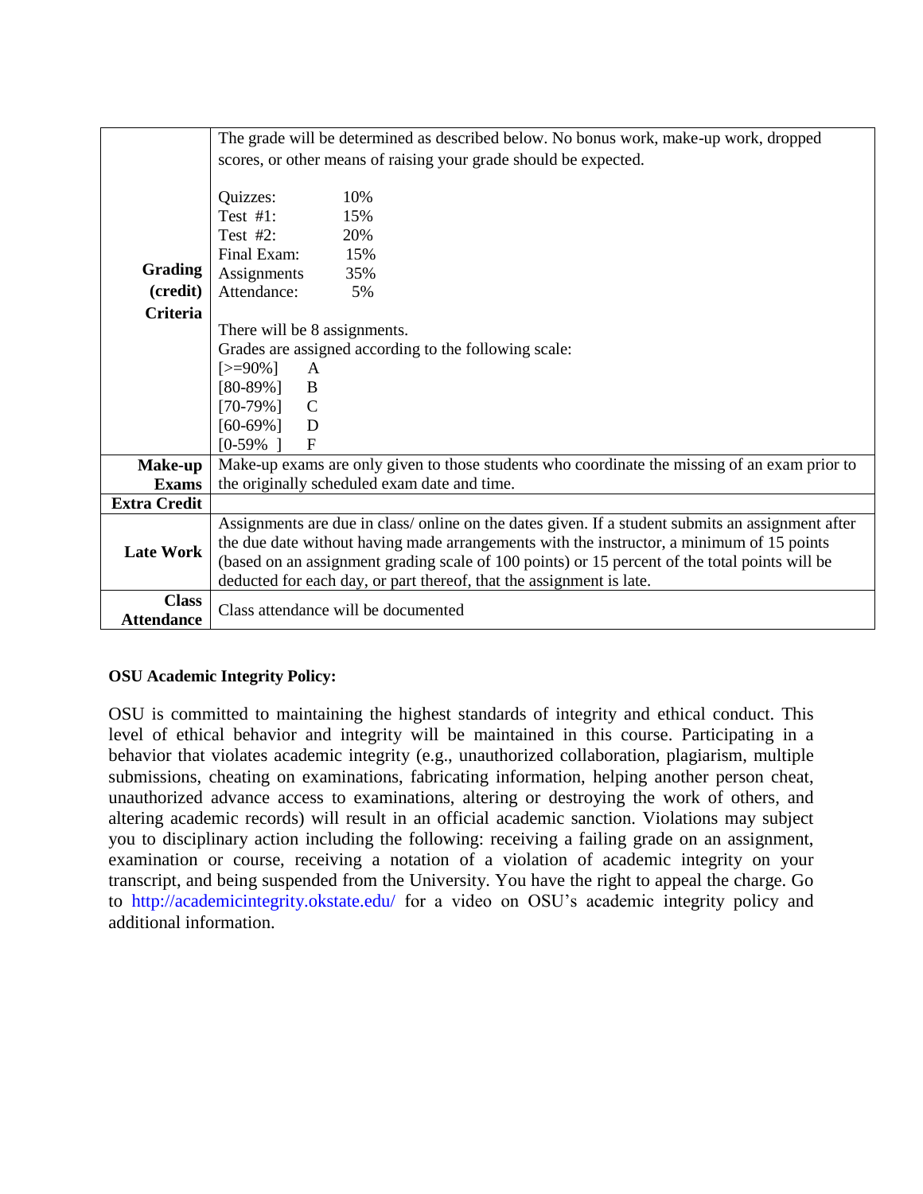| | |
|---|---|
| **Grading (credit) Criteria** | The grade will be determined as described below. No bonus work, make-up work, dropped scores, or other means of raising your grade should be expected.<br><br>Quizzes: 10%<br>Test #1: 15%<br>Test #2: 20%<br>Final Exam: 15%<br>Assignments 35%<br>Attendance: 5%<br><br>There will be 8 assignments.<br>Grades are assigned according to the following scale:<br>[>=90%] A<br>[80-89%] B<br>[70-79%] C<br>[60-69%] D<br>[0-59% ] F |
| **Make-up Exams** | Make-up exams are only given to those students who coordinate the missing of an exam prior to the originally scheduled exam date and time. |
| **Extra Credit** | |
| **Late Work** | Assignments are due in class/ online on the dates given. If a student submits an assignment after the due date without having made arrangements with the instructor, a minimum of 15 points (based on an assignment grading scale of 100 points) or 15 percent of the total points will be deducted for each day, or part thereof, that the assignment is late. |
| **Class Attendance** | Class attendance will be documented |

**OSU Academic Integrity Policy:**

OSU is committed to maintaining the highest standards of integrity and ethical conduct. This level of ethical behavior and integrity will be maintained in this course. Participating in a behavior that violates academic integrity (e.g., unauthorized collaboration, plagiarism, multiple submissions, cheating on examinations, fabricating information, helping another person cheat, unauthorized advance access to examinations, altering or destroying the work of others, and altering academic records) will result in an official academic sanction. Violations may subject you to disciplinary action including the following: receiving a failing grade on an assignment, examination or course, receiving a notation of a violation of academic integrity on your transcript, and being suspended from the University. You have the right to appeal the charge. Go to http://academicintegrity.okstate.edu/ for a video on OSU's academic integrity policy and additional information.